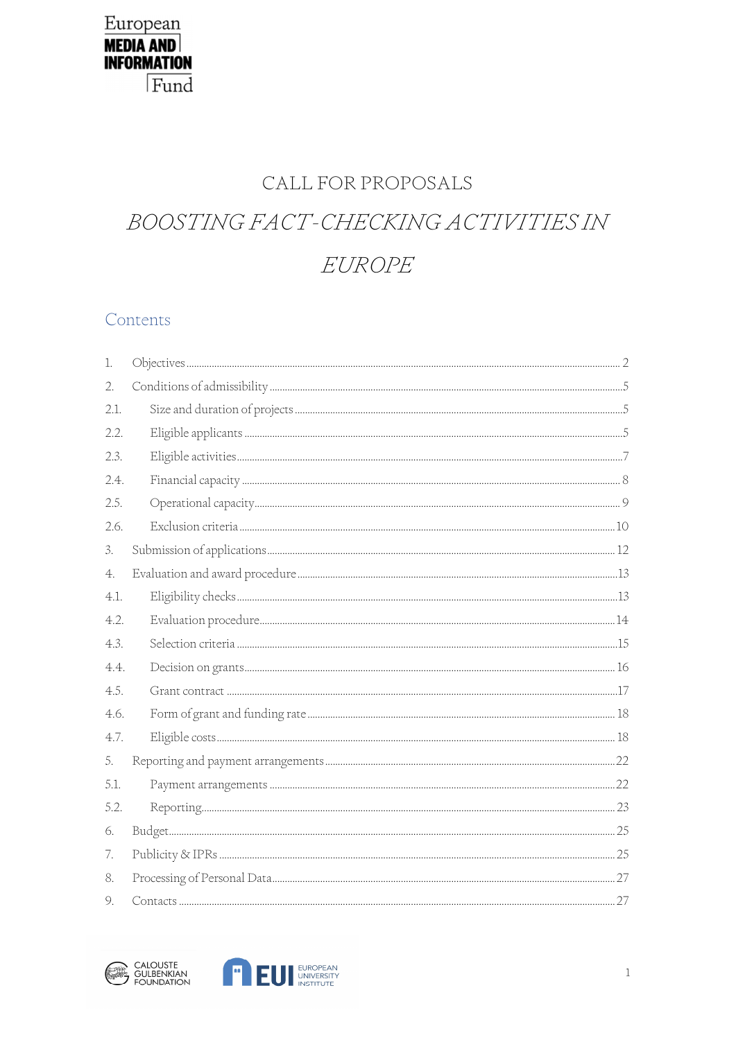European MEDIA AND INFORMATION Fund

# CALL FOR PROPOSALS

# *BOOSTING FACT-CHECKING ACTIVITIES IN EUROPE*

## Contents

| | | |
|---|---|---|
| 1. | Objectives | 2 |
| 2. | Conditions of admissibility | 5 |
| 2.1. | Size and duration of projects | 5 |
| 2.2. | Eligible applicants | 5 |
| 2.3. | Eligible activities | 7 |
| 2.4. | Financial capacity | 8 |
| 2.5. | Operational capacity | 9 |
| 2.6. | Exclusion criteria | 10 |
| 3. | Submission of applications | 12 |
| 4. | Evaluation and award procedure | 13 |
| 4.1. | Eligibility checks | 13 |
| 4.2. | Evaluation procedure | 14 |
| 4.3. | Selection criteria | 15 |
| 4.4. | Decision on grants | 16 |
| 4.5. | Grant contract | 17 |
| 4.6. | Form of grant and funding rate | 18 |
| 4.7. | Eligible costs | 18 |
| 5. | Reporting and payment arrangements | 22 |
| 5.1. | Payment arrangements | 22 |
| 5.2. | Reporting | 23 |
| 6. | Budget | 25 |
| 7. | Publicity & IPRs | 25 |
| 8. | Processing of Personal Data | 27 |
| 9. | Contacts | 27 |

CALOUSTE GULBENKIAN FOUNDATION

EUI EUROPEAN UNIVERSITY INSTITUTE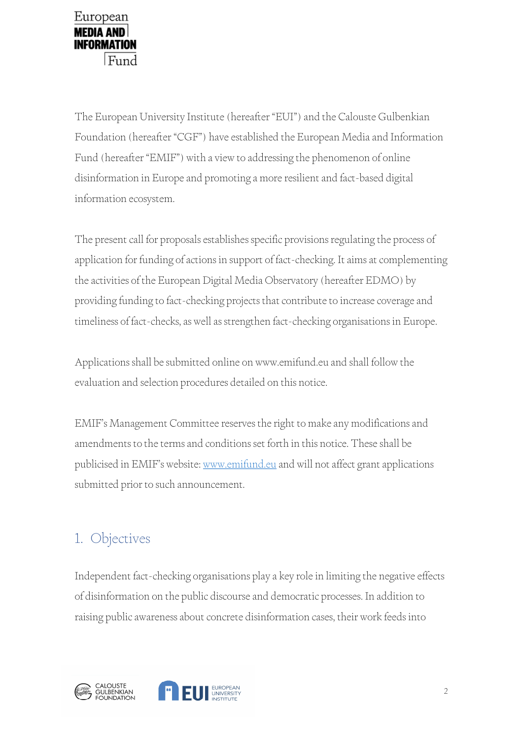The European University Institute (hereafter "EUI") and the Calouste Gulbenkian Foundation (hereafter "CGF") have established the European Media and Information Fund (hereafter "EMIF") with a view to addressing the phenomenon of online disinformation in Europe and promoting a more resilient and fact-based digital information ecosystem.

The present call for proposals establishes specific provisions regulating the process of application for funding of actions in support of fact-checking. It aims at complementing the activities of the European Digital Media Observatory (hereafter EDMO) by providing funding to fact-checking projects that contribute to increase coverage and timeliness of fact-checks, as well as strengthen fact-checking organisations in Europe.

Applications shall be submitted online on www.emifund.eu and shall follow the evaluation and selection procedures detailed on this notice.

EMIF's Management Committee reserves the right to make any modifications and amendments to the terms and conditions set forth in this notice. These shall be publicised in EMIF's website: [www.emifund.eu](http://www.emifund.eu) and will not affect grant applications submitted prior to such announcement.

## 1. Objectives

Independent fact-checking organisations play a key role in limiting the negative effects of disinformation on the public discourse and democratic processes. In addition to raising public awareness about concrete disinformation cases, their work feeds into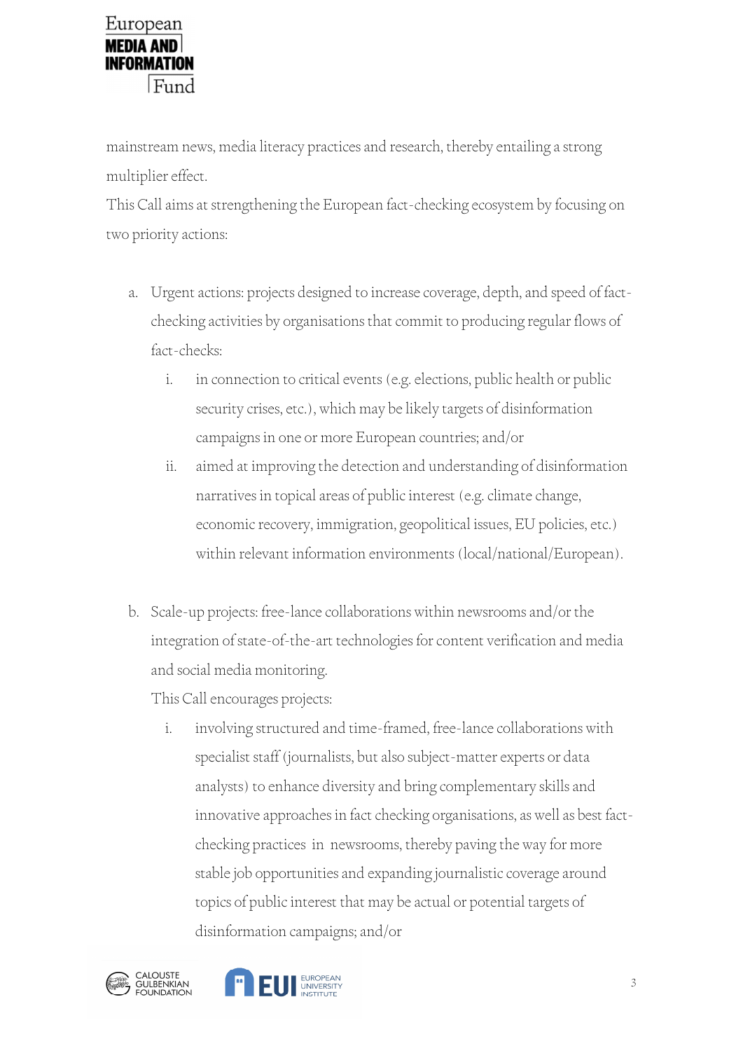mainstream news, media literacy practices and research, thereby entailing a strong multiplier effect.

This Call aims at strengthening the European fact-checking ecosystem by focusing on two priority actions:

a. Urgent actions: projects designed to increase coverage, depth, and speed of fact-checking activities by organisations that commit to producing regular flows of fact-checks:

    i. in connection to critical events (e.g. elections, public health or public security crises, etc.), which may be likely targets of disinformation campaigns in one or more European countries; and/or

    ii. aimed at improving the detection and understanding of disinformation narratives in topical areas of public interest (e.g. climate change, economic recovery, immigration, geopolitical issues, EU policies, etc.) within relevant information environments (local/national/European).

b. Scale-up projects: free-lance collaborations within newsrooms and/or the integration of state-of-the-art technologies for content verification and media and social media monitoring.

    This Call encourages projects:

    i. involving structured and time-framed, free-lance collaborations with specialist staff (journalists, but also subject-matter experts or data analysts) to enhance diversity and bring complementary skills and innovative approaches in fact checking organisations, as well as best fact-checking practices in newsrooms, thereby paving the way for more stable job opportunities and expanding journalistic coverage around topics of public interest that may be actual or potential targets of disinformation campaigns; and/or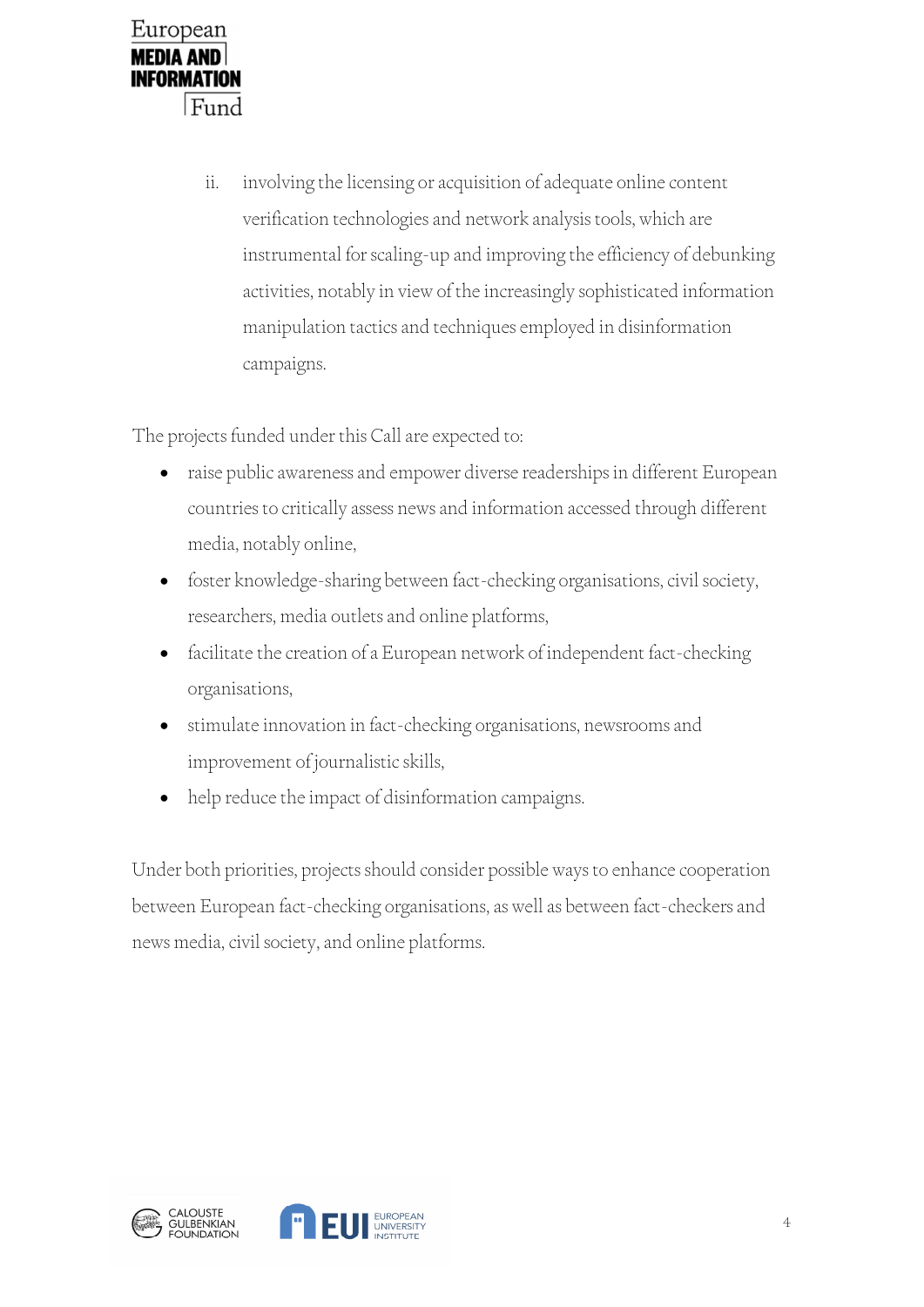ii. involving the licensing or acquisition of adequate online content verification technologies and network analysis tools, which are instrumental for scaling-up and improving the efficiency of debunking activities, notably in view of the increasingly sophisticated information manipulation tactics and techniques employed in disinformation campaigns.

The projects funded under this Call are expected to:

- raise public awareness and empower diverse readerships in different European countries to critically assess news and information accessed through different media, notably online,
- foster knowledge-sharing between fact-checking organisations, civil society, researchers, media outlets and online platforms,
- facilitate the creation of a European network of independent fact-checking organisations,
- stimulate innovation in fact-checking organisations, newsrooms and improvement of journalistic skills,
- help reduce the impact of disinformation campaigns.

Under both priorities, projects should consider possible ways to enhance cooperation between European fact-checking organisations, as well as between fact-checkers and news media, civil society, and online platforms.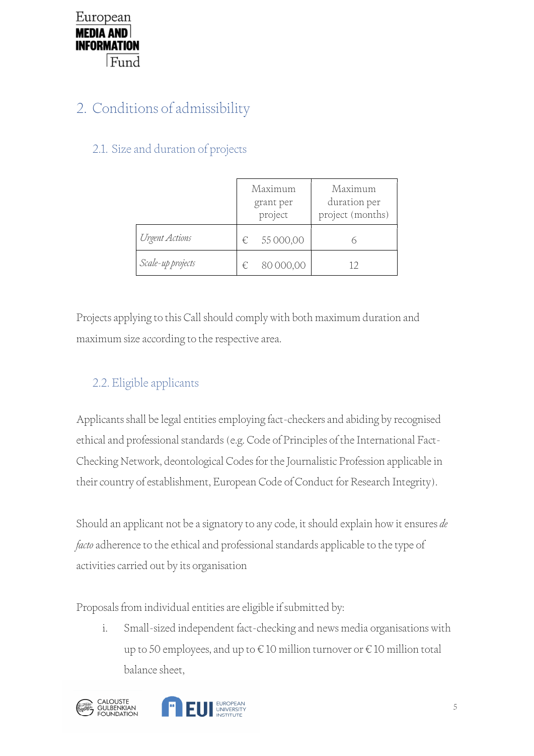## 2. Conditions of admissibility

### 2.1. Size and duration of projects

| | Maximum grant per project | Maximum duration per project (months) |
|---|---|---|
| *Urgent Actions* | € 55 000,00 | 6 |
| *Scale-up projects* | € 80 000,00 | 12 |

Projects applying to this Call should comply with both maximum duration and maximum size according to the respective area.

### 2.2. Eligible applicants

Applicants shall be legal entities employing fact-checkers and abiding by recognised ethical and professional standards (e.g. Code of Principles of the International Fact-Checking Network, deontological Codes for the Journalistic Profession applicable in their country of establishment, European Code of Conduct for Research Integrity).

Should an applicant not be a signatory to any code, it should explain how it ensures *de facto* adherence to the ethical and professional standards applicable to the type of activities carried out by its organisation

Proposals from individual entities are eligible if submitted by:

i. Small-sized independent fact-checking and news media organisations with up to 50 employees, and up to € 10 million turnover or € 10 million total balance sheet,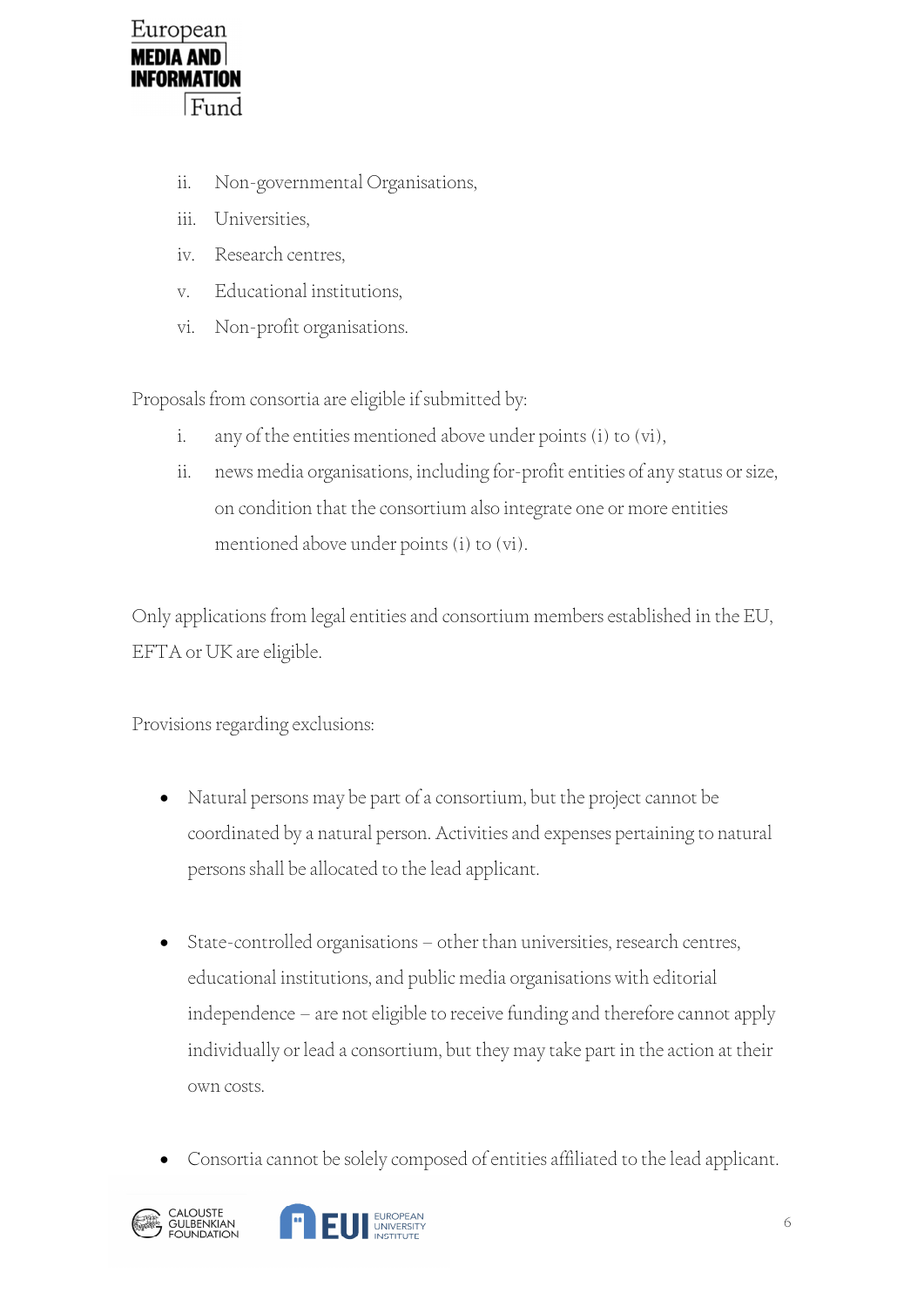ii. Non-governmental Organisations,
iii. Universities,
iv. Research centres,
v. Educational institutions,
vi. Non-profit organisations.

Proposals from consortia are eligible if submitted by:

i. any of the entities mentioned above under points (i) to (vi),
ii. news media organisations, including for-profit entities of any status or size, on condition that the consortium also integrate one or more entities mentioned above under points (i) to (vi).

Only applications from legal entities and consortium members established in the EU, EFTA or UK are eligible.

Provisions regarding exclusions:

- Natural persons may be part of a consortium, but the project cannot be coordinated by a natural person. Activities and expenses pertaining to natural persons shall be allocated to the lead applicant.

- State-controlled organisations – other than universities, research centres, educational institutions, and public media organisations with editorial independence – are not eligible to receive funding and therefore cannot apply individually or lead a consortium, but they may take part in the action at their own costs.

- Consortia cannot be solely composed of entities affiliated to the lead applicant.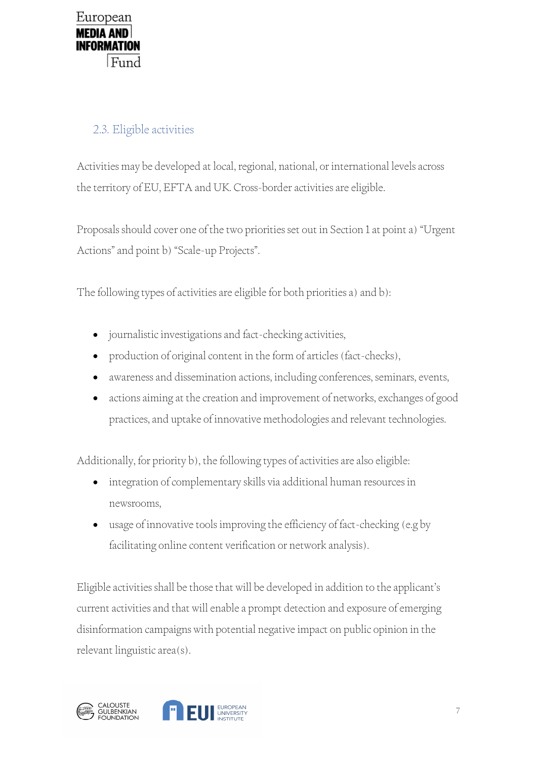### 2.3. Eligible activities

Activities may be developed at local, regional, national, or international levels across the territory of EU, EFTA and UK. Cross-border activities are eligible.

Proposals should cover one of the two priorities set out in Section 1 at point a) "Urgent Actions" and point b) "Scale-up Projects".

The following types of activities are eligible for both priorities a) and b):

- journalistic investigations and fact-checking activities,
- production of original content in the form of articles (fact-checks),
- awareness and dissemination actions, including conferences, seminars, events,
- actions aiming at the creation and improvement of networks, exchanges of good practices, and uptake of innovative methodologies and relevant technologies.

Additionally, for priority b), the following types of activities are also eligible:

- integration of complementary skills via additional human resources in newsrooms,
- usage of innovative tools improving the efficiency of fact-checking (e.g by facilitating online content verification or network analysis).

Eligible activities shall be those that will be developed in addition to the applicant's current activities and that will enable a prompt detection and exposure of emerging disinformation campaigns with potential negative impact on public opinion in the relevant linguistic area(s).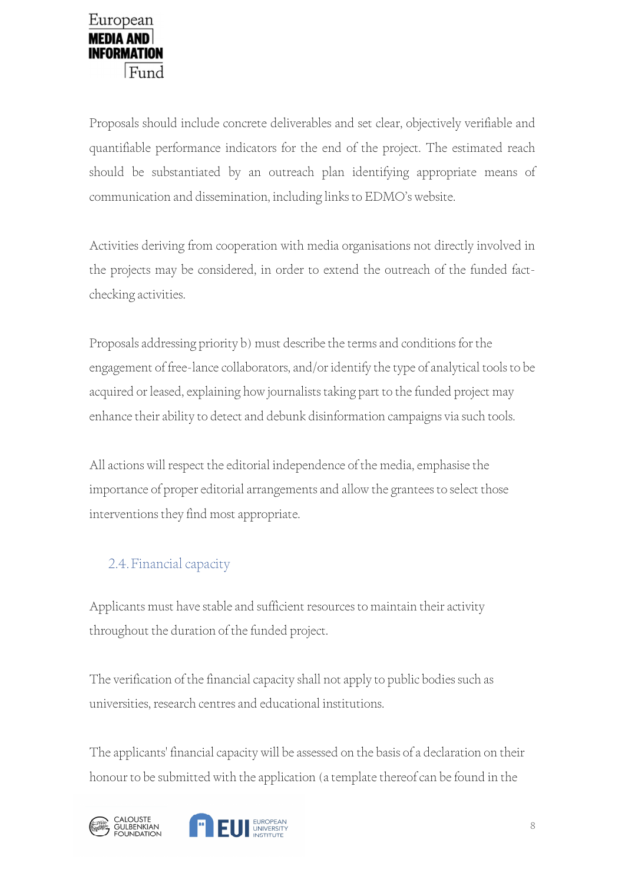Proposals should include concrete deliverables and set clear, objectively verifiable and quantifiable performance indicators for the end of the project. The estimated reach should be substantiated by an outreach plan identifying appropriate means of communication and dissemination, including links to EDMO's website.

Activities deriving from cooperation with media organisations not directly involved in the projects may be considered, in order to extend the outreach of the funded fact-checking activities.

Proposals addressing priority b) must describe the terms and conditions for the engagement of free-lance collaborators, and/or identify the type of analytical tools to be acquired or leased, explaining how journalists taking part to the funded project may enhance their ability to detect and debunk disinformation campaigns via such tools.

All actions will respect the editorial independence of the media, emphasise the importance of proper editorial arrangements and allow the grantees to select those interventions they find most appropriate.

### 2.4. Financial capacity

Applicants must have stable and sufficient resources to maintain their activity throughout the duration of the funded project.

The verification of the financial capacity shall not apply to public bodies such as universities, research centres and educational institutions.

The applicants' financial capacity will be assessed on the basis of a declaration on their honour to be submitted with the application (a template thereof can be found in the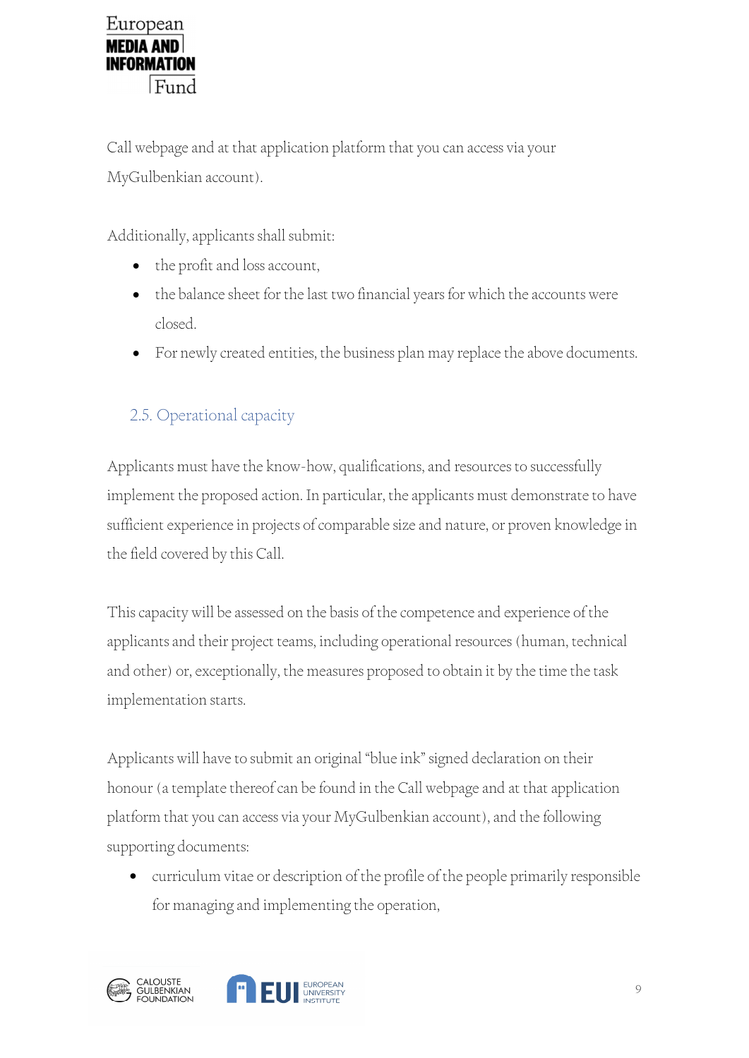Call webpage and at that application platform that you can access via your MyGulbenkian account).

Additionally, applicants shall submit:

- the profit and loss account,
- the balance sheet for the last two financial years for which the accounts were closed.
- For newly created entities, the business plan may replace the above documents.

### 2.5. Operational capacity

Applicants must have the know-how, qualifications, and resources to successfully implement the proposed action. In particular, the applicants must demonstrate to have sufficient experience in projects of comparable size and nature, or proven knowledge in the field covered by this Call.

This capacity will be assessed on the basis of the competence and experience of the applicants and their project teams, including operational resources (human, technical and other) or, exceptionally, the measures proposed to obtain it by the time the task implementation starts.

Applicants will have to submit an original "blue ink" signed declaration on their honour (a template thereof can be found in the Call webpage and at that application platform that you can access via your MyGulbenkian account), and the following supporting documents:

- curriculum vitae or description of the profile of the people primarily responsible for managing and implementing the operation,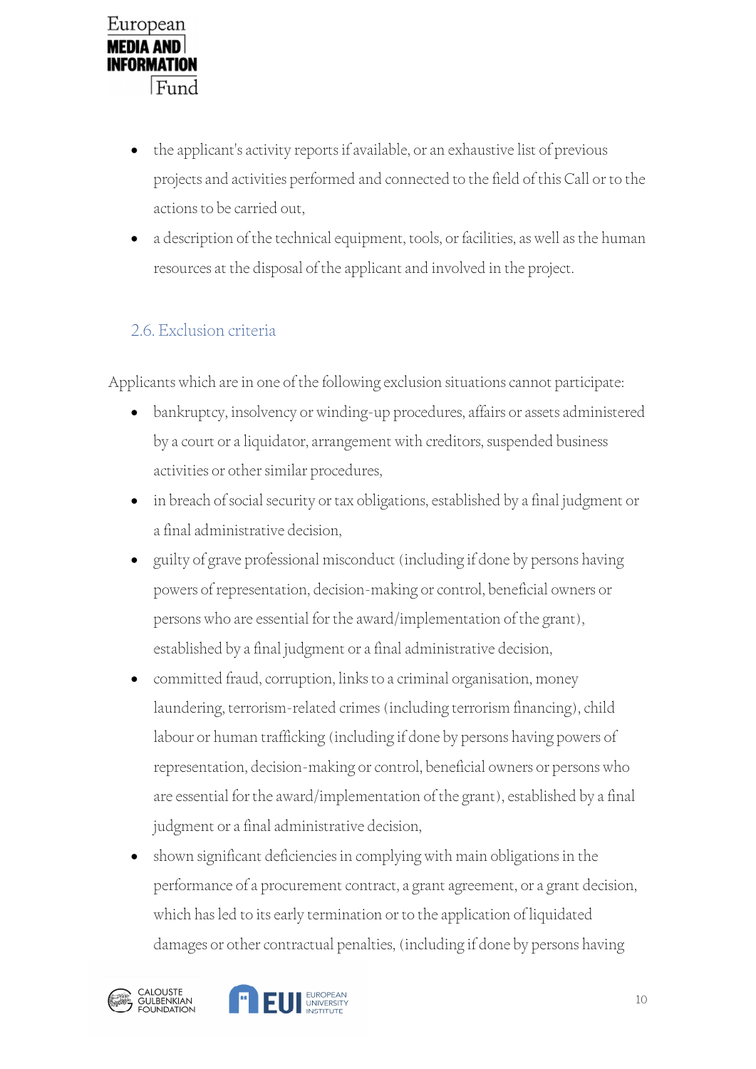- the applicant's activity reports if available, or an exhaustive list of previous projects and activities performed and connected to the field of this Call or to the actions to be carried out,
- a description of the technical equipment, tools, or facilities, as well as the human resources at the disposal of the applicant and involved in the project.

## 2.6. Exclusion criteria

Applicants which are in one of the following exclusion situations cannot participate:

- bankruptcy, insolvency or winding-up procedures, affairs or assets administered by a court or a liquidator, arrangement with creditors, suspended business activities or other similar procedures,
- in breach of social security or tax obligations, established by a final judgment or a final administrative decision,
- guilty of grave professional misconduct (including if done by persons having powers of representation, decision-making or control, beneficial owners or persons who are essential for the award/implementation of the grant), established by a final judgment or a final administrative decision,
- committed fraud, corruption, links to a criminal organisation, money laundering, terrorism-related crimes (including terrorism financing), child labour or human trafficking (including if done by persons having powers of representation, decision-making or control, beneficial owners or persons who are essential for the award/implementation of the grant), established by a final judgment or a final administrative decision,
- shown significant deficiencies in complying with main obligations in the performance of a procurement contract, a grant agreement, or a grant decision, which has led to its early termination or to the application of liquidated damages or other contractual penalties, (including if done by persons having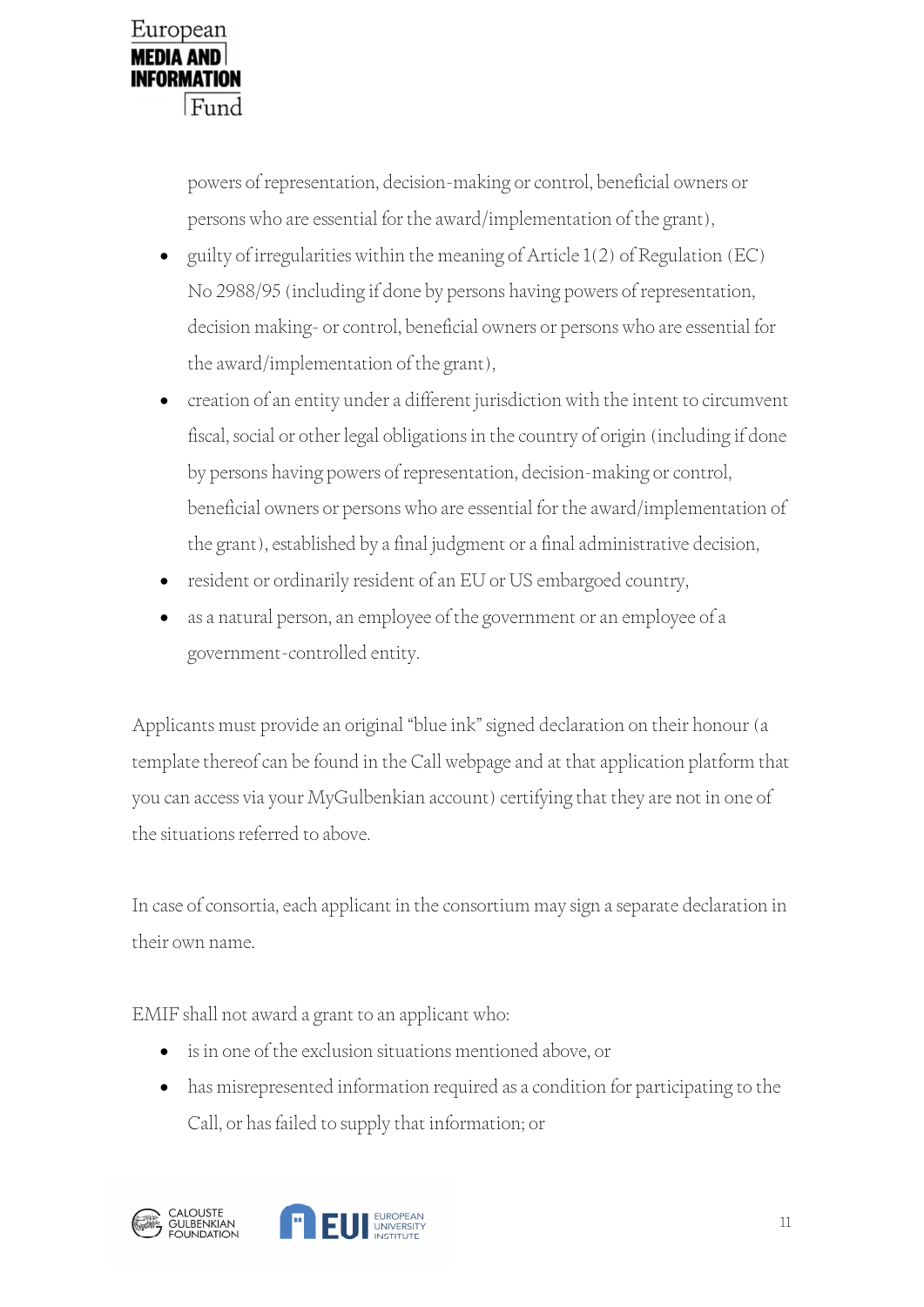powers of representation, decision-making or control, beneficial owners or persons who are essential for the award/implementation of the grant),

- guilty of irregularities within the meaning of Article 1(2) of Regulation (EC) No 2988/95 (including if done by persons having powers of representation, decision making- or control, beneficial owners or persons who are essential for the award/implementation of the grant),
- creation of an entity under a different jurisdiction with the intent to circumvent fiscal, social or other legal obligations in the country of origin (including if done by persons having powers of representation, decision-making or control, beneficial owners or persons who are essential for the award/implementation of the grant), established by a final judgment or a final administrative decision,
- resident or ordinarily resident of an EU or US embargoed country,
- as a natural person, an employee of the government or an employee of a government-controlled entity.

Applicants must provide an original "blue ink" signed declaration on their honour (a template thereof can be found in the Call webpage and at that application platform that you can access via your MyGulbenkian account) certifying that they are not in one of the situations referred to above.

In case of consortia, each applicant in the consortium may sign a separate declaration in their own name.

EMIF shall not award a grant to an applicant who:

- is in one of the exclusion situations mentioned above, or
- has misrepresented information required as a condition for participating to the Call, or has failed to supply that information; or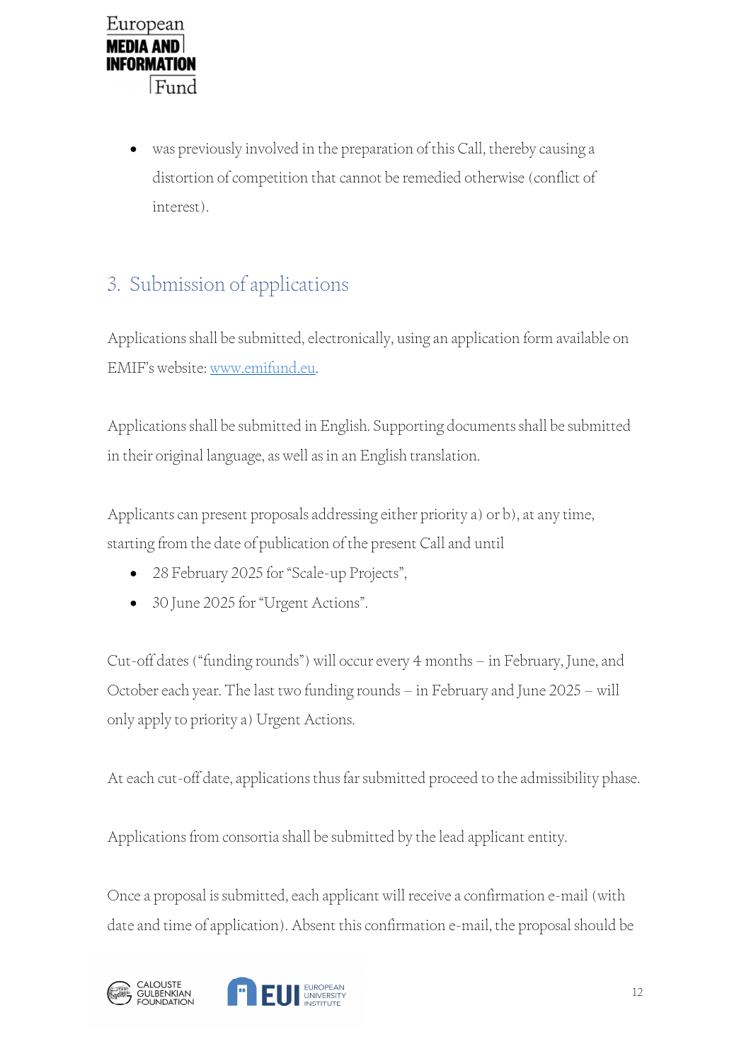- was previously involved in the preparation of this Call, thereby causing a distortion of competition that cannot be remedied otherwise (conflict of interest).

## 3. Submission of applications

Applications shall be submitted, electronically, using an application form available on EMIF's website: [www.emifund.eu](www.emifund.eu).

Applications shall be submitted in English. Supporting documents shall be submitted in their original language, as well as in an English translation.

Applicants can present proposals addressing either priority a) or b), at any time, starting from the date of publication of the present Call and until

- 28 February 2025 for "Scale-up Projects",
- 30 June 2025 for "Urgent Actions".

Cut-off dates ("funding rounds") will occur every 4 months – in February, June, and October each year. The last two funding rounds – in February and June 2025 – will only apply to priority a) Urgent Actions.

At each cut-off date, applications thus far submitted proceed to the admissibility phase.

Applications from consortia shall be submitted by the lead applicant entity.

Once a proposal is submitted, each applicant will receive a confirmation e-mail (with date and time of application). Absent this confirmation e-mail, the proposal should be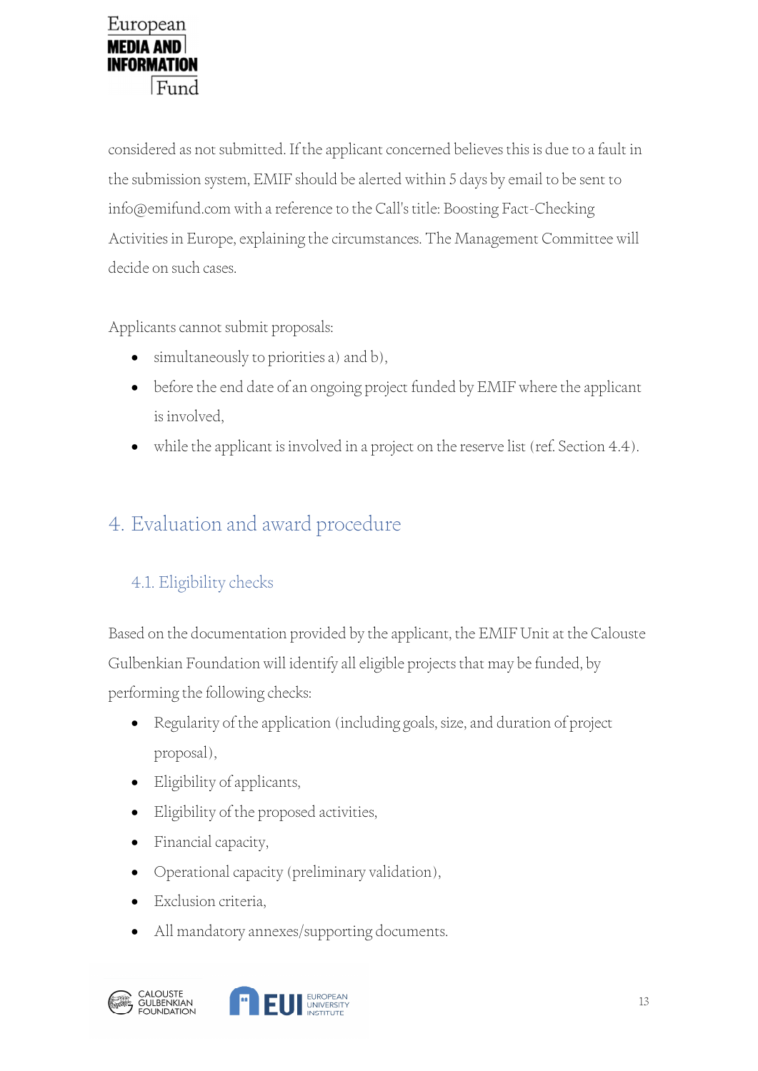considered as not submitted. If the applicant concerned believes this is due to a fault in the submission system, EMIF should be alerted within 5 days by email to be sent to info@emifund.com with a reference to the Call's title: Boosting Fact-Checking Activities in Europe, explaining the circumstances. The Management Committee will decide on such cases.

Applicants cannot submit proposals:

- simultaneously to priorities a) and b),
- before the end date of an ongoing project funded by EMIF where the applicant is involved,
- while the applicant is involved in a project on the reserve list (ref. Section 4.4).

# 4. Evaluation and award procedure

## 4.1. Eligibility checks

Based on the documentation provided by the applicant, the EMIF Unit at the Calouste Gulbenkian Foundation will identify all eligible projects that may be funded, by performing the following checks:

- Regularity of the application (including goals, size, and duration of project proposal),
- Eligibility of applicants,
- Eligibility of the proposed activities,
- Financial capacity,
- Operational capacity (preliminary validation),
- Exclusion criteria,
- All mandatory annexes/supporting documents.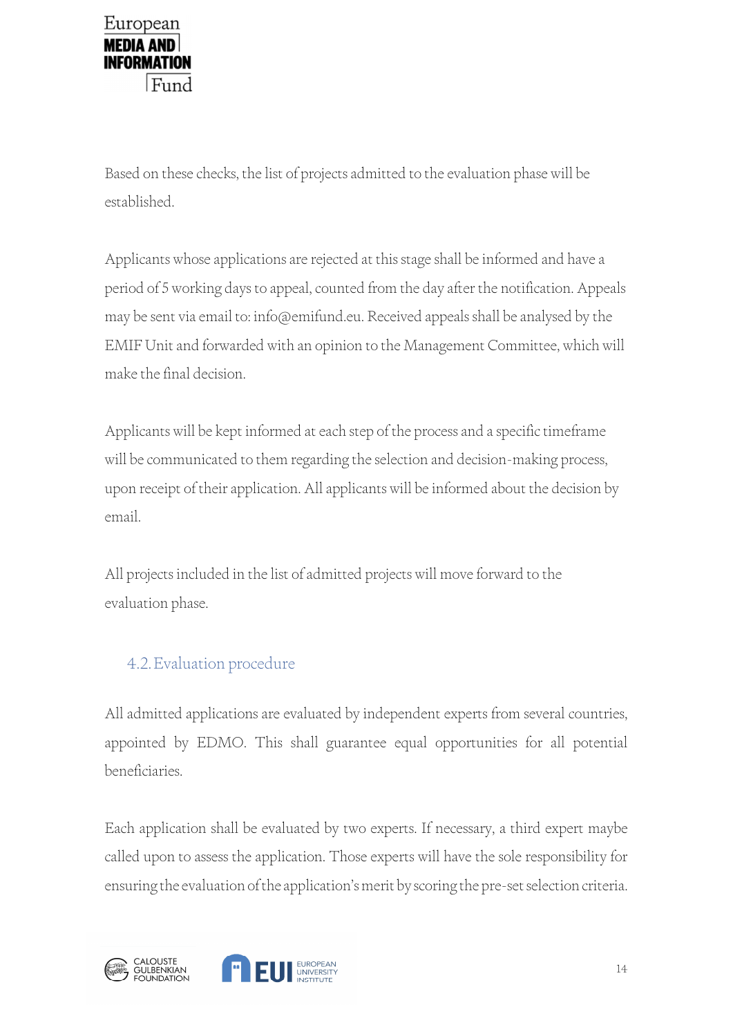Based on these checks, the list of projects admitted to the evaluation phase will be established.

Applicants whose applications are rejected at this stage shall be informed and have a period of 5 working days to appeal, counted from the day after the notification. Appeals may be sent via email to: info@emifund.eu. Received appeals shall be analysed by the EMIF Unit and forwarded with an opinion to the Management Committee, which will make the final decision.

Applicants will be kept informed at each step of the process and a specific timeframe will be communicated to them regarding the selection and decision-making process, upon receipt of their application. All applicants will be informed about the decision by email.

All projects included in the list of admitted projects will move forward to the evaluation phase.

### 4.2. Evaluation procedure

All admitted applications are evaluated by independent experts from several countries, appointed by EDMO. This shall guarantee equal opportunities for all potential beneficiaries.

Each application shall be evaluated by two experts. If necessary, a third expert maybe called upon to assess the application. Those experts will have the sole responsibility for ensuring the evaluation of the application's merit by scoring the pre-set selection criteria.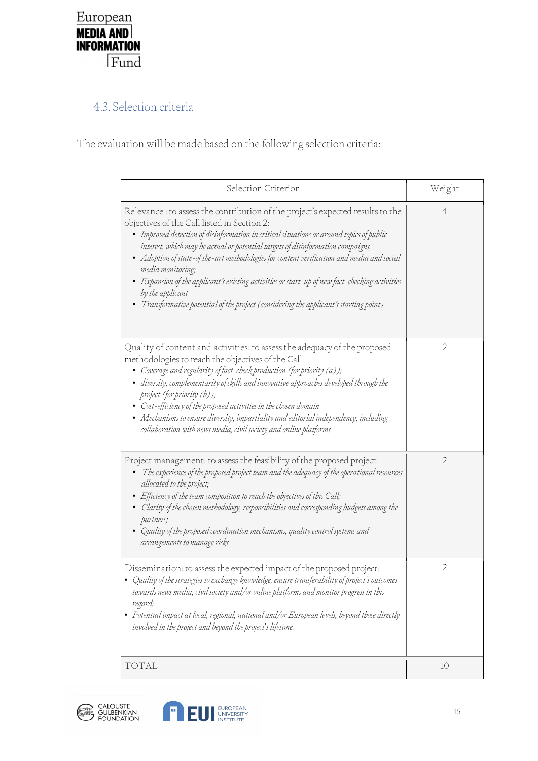### 4.3. Selection criteria

The evaluation will be made based on the following selection criteria:

| Selection Criterion | Weight |
|---|---|
| Relevance : to assess the contribution of the project's expected results to the objectives of the Call listed in Section 2:<br>• *Improved detection of disinformation in critical situations or around topics of public interest, which may be actual or potential targets of disinformation campaigns;*<br>• *Adoption of state-of the-art methodologies for content verification and media and social media monitoring;*<br>• *Expansion of the applicant's existing activities or start-up of new fact-checking activities by the applicant*<br>• *Transformative potential of the project (considering the applicant's starting point)* | 4 |
| Quality of content and activities: to assess the adequacy of the proposed methodologies to reach the objectives of the Call:<br>• *Coverage and regularity of fact-check production (for priority (a));*<br>• *diversity, complementarity of skills and innovative approaches developed through the project (for priority (b));*<br>• *Cost-efficiency of the proposed activities in the chosen domain*<br>• *Mechanisms to ensure diversity, impartiality and editorial independency, including collaboration with news media, civil society and online platforms.* | 2 |
| Project management: to assess the feasibility of the proposed project:<br>• *The experience of the proposed project team and the adequacy of the operational resources allocated to the project;*<br>• *Efficiency of the team composition to reach the objectives of this Call;*<br>• *Clarity of the chosen methodology, responsibilities and corresponding budgets among the partners;*<br>• *Quality of the proposed coordination mechanisms, quality control systems and arrangements to manage risks.* | 2 |
| Dissemination: to assess the expected impact of the proposed project:<br>• *Quality of the strategies to exchange knowledge, ensure transferability of project's outcomes towards news media, civil society and/or online platforms and monitor progress in this regard;*<br>• *Potential impact at local, regional, national and/or European levels, beyond those directly involved in the project and beyond the project's lifetime.* | 2 |
| TOTAL | 10 |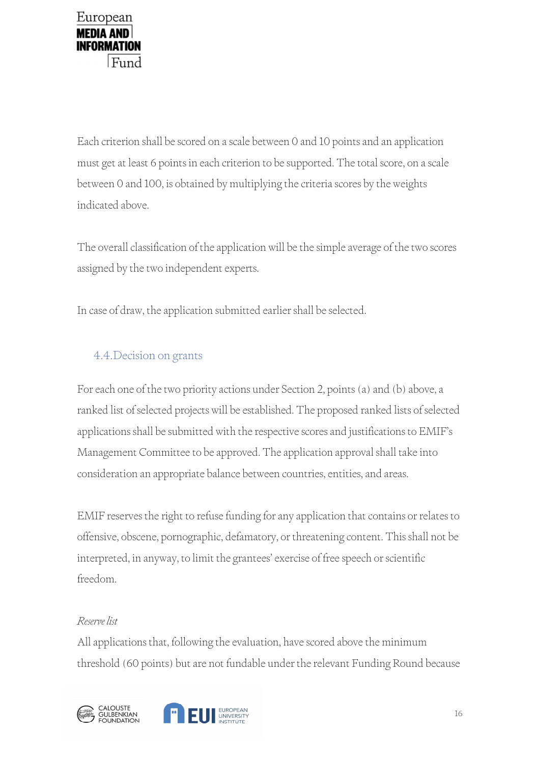Each criterion shall be scored on a scale between 0 and 10 points and an application must get at least 6 points in each criterion to be supported. The total score, on a scale between 0 and 100, is obtained by multiplying the criteria scores by the weights indicated above.

The overall classification of the application will be the simple average of the two scores assigned by the two independent experts.

In case of draw, the application submitted earlier shall be selected.

## 4.4. Decision on grants

For each one of the two priority actions under Section 2, points (a) and (b) above, a ranked list of selected projects will be established. The proposed ranked lists of selected applications shall be submitted with the respective scores and justifications to EMIF's Management Committee to be approved. The application approval shall take into consideration an appropriate balance between countries, entities, and areas.

EMIF reserves the right to refuse funding for any application that contains or relates to offensive, obscene, pornographic, defamatory, or threatening content. This shall not be interpreted, in anyway, to limit the grantees' exercise of free speech or scientific freedom.

*Reserve list*

All applications that, following the evaluation, have scored above the minimum threshold (60 points) but are not fundable under the relevant Funding Round because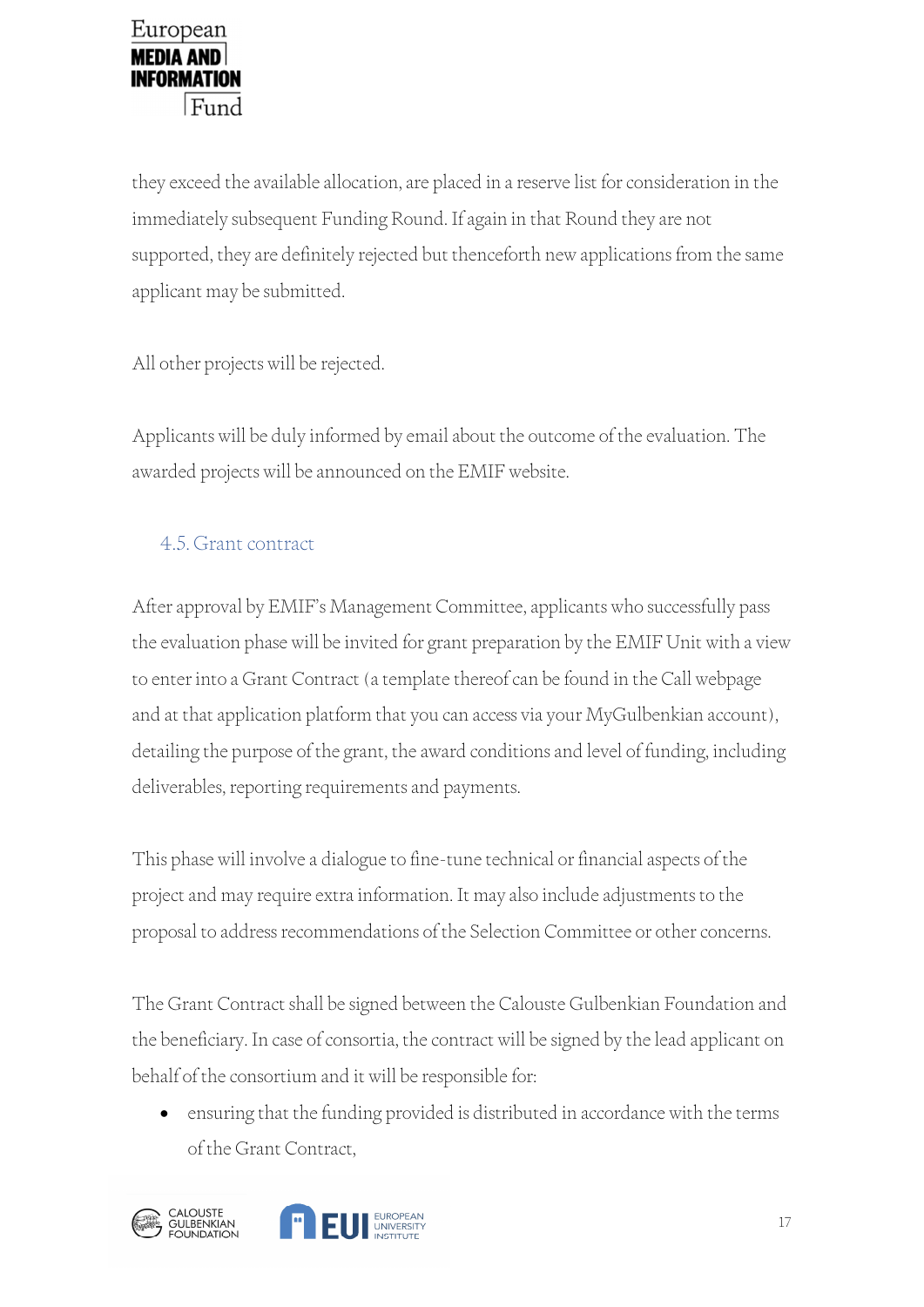they exceed the available allocation, are placed in a reserve list for consideration in the immediately subsequent Funding Round. If again in that Round they are not supported, they are definitely rejected but thenceforth new applications from the same applicant may be submitted.

All other projects will be rejected.

Applicants will be duly informed by email about the outcome of the evaluation. The awarded projects will be announced on the EMIF website.

### 4.5. Grant contract

After approval by EMIF's Management Committee, applicants who successfully pass the evaluation phase will be invited for grant preparation by the EMIF Unit with a view to enter into a Grant Contract (a template thereof can be found in the Call webpage and at that application platform that you can access via your MyGulbenkian account), detailing the purpose of the grant, the award conditions and level of funding, including deliverables, reporting requirements and payments.

This phase will involve a dialogue to fine-tune technical or financial aspects of the project and may require extra information. It may also include adjustments to the proposal to address recommendations of the Selection Committee or other concerns.

The Grant Contract shall be signed between the Calouste Gulbenkian Foundation and the beneficiary. In case of consortia, the contract will be signed by the lead applicant on behalf of the consortium and it will be responsible for:

- ensuring that the funding provided is distributed in accordance with the terms of the Grant Contract,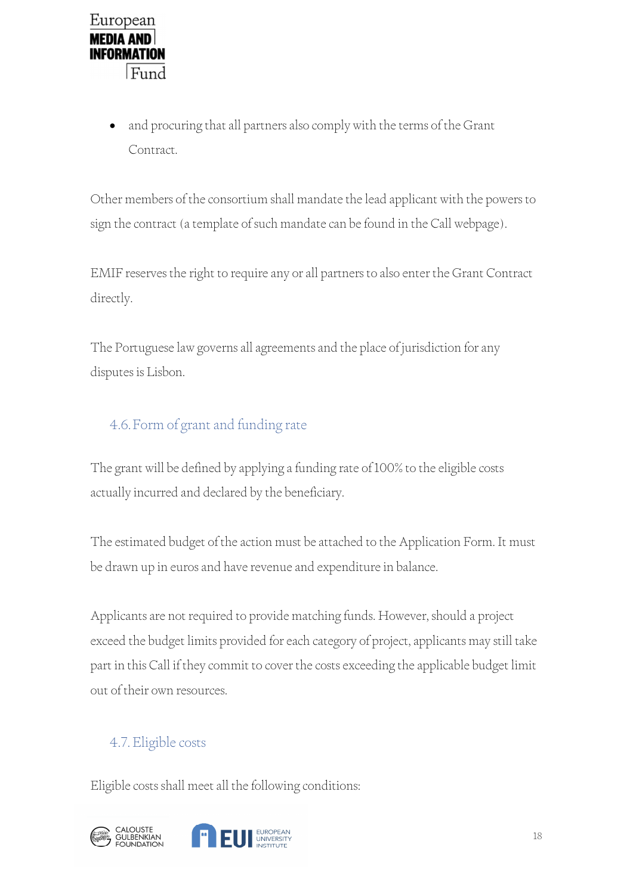- and procuring that all partners also comply with the terms of the Grant Contract.

Other members of the consortium shall mandate the lead applicant with the powers to sign the contract (a template of such mandate can be found in the Call webpage).

EMIF reserves the right to require any or all partners to also enter the Grant Contract directly.

The Portuguese law governs all agreements and the place of jurisdiction for any disputes is Lisbon.

### 4.6. Form of grant and funding rate

The grant will be defined by applying a funding rate of 100% to the eligible costs actually incurred and declared by the beneficiary.

The estimated budget of the action must be attached to the Application Form. It must be drawn up in euros and have revenue and expenditure in balance.

Applicants are not required to provide matching funds. However, should a project exceed the budget limits provided for each category of project, applicants may still take part in this Call if they commit to cover the costs exceeding the applicable budget limit out of their own resources.

### 4.7. Eligible costs

Eligible costs shall meet all the following conditions: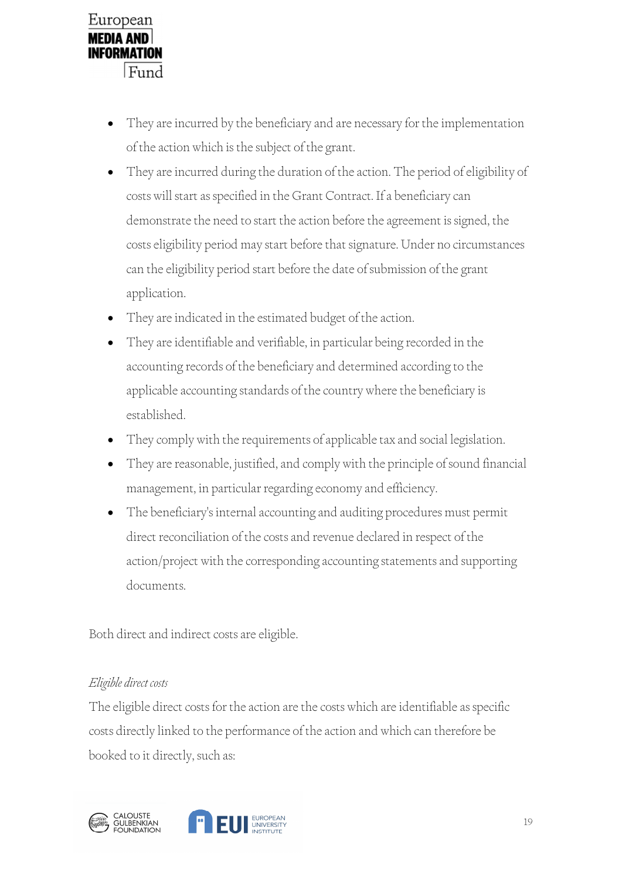- They are incurred by the beneficiary and are necessary for the implementation of the action which is the subject of the grant.
- They are incurred during the duration of the action. The period of eligibility of costs will start as specified in the Grant Contract. If a beneficiary can demonstrate the need to start the action before the agreement is signed, the costs eligibility period may start before that signature. Under no circumstances can the eligibility period start before the date of submission of the grant application.
- They are indicated in the estimated budget of the action.
- They are identifiable and verifiable, in particular being recorded in the accounting records of the beneficiary and determined according to the applicable accounting standards of the country where the beneficiary is established.
- They comply with the requirements of applicable tax and social legislation.
- They are reasonable, justified, and comply with the principle of sound financial management, in particular regarding economy and efficiency.
- The beneficiary's internal accounting and auditing procedures must permit direct reconciliation of the costs and revenue declared in respect of the action/project with the corresponding accounting statements and supporting documents.

Both direct and indirect costs are eligible.

*Eligible direct costs*

The eligible direct costs for the action are the costs which are identifiable as specific costs directly linked to the performance of the action and which can therefore be booked to it directly, such as: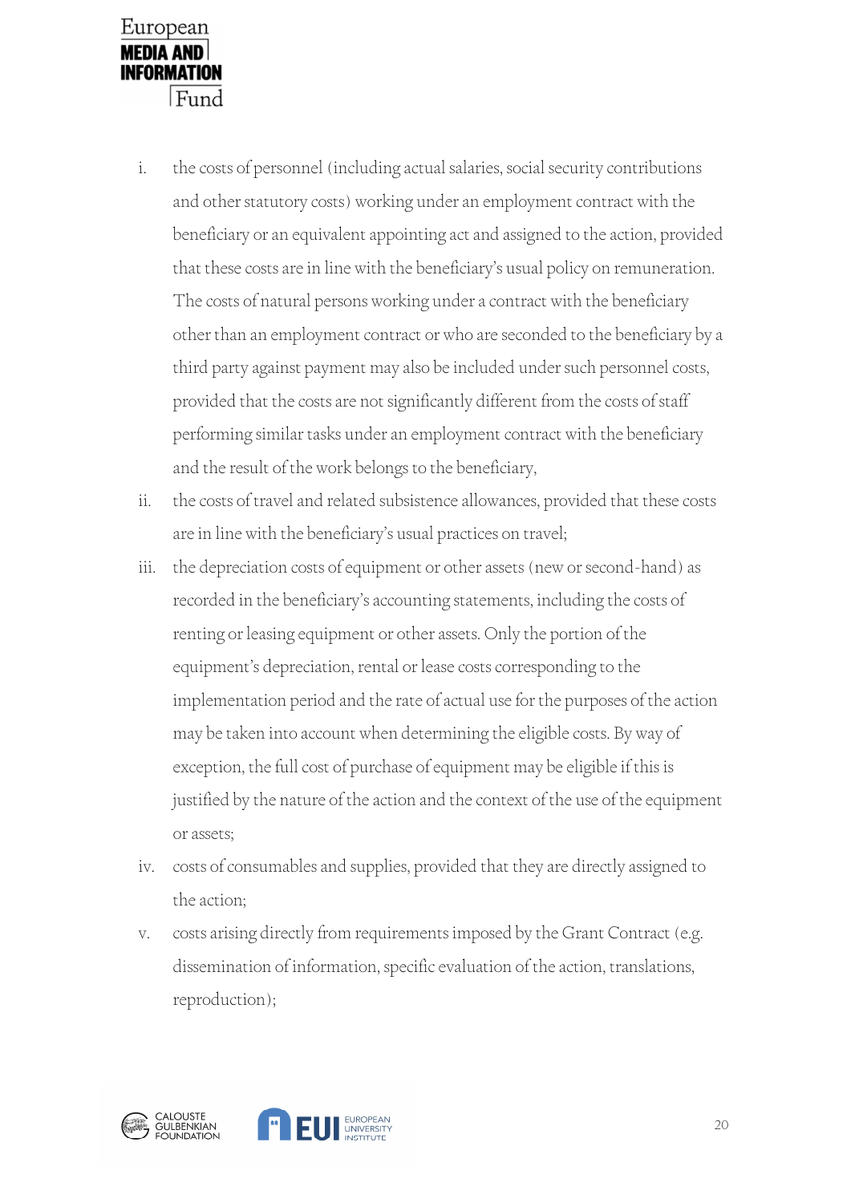i. the costs of personnel (including actual salaries, social security contributions and other statutory costs) working under an employment contract with the beneficiary or an equivalent appointing act and assigned to the action, provided that these costs are in line with the beneficiary's usual policy on remuneration. The costs of natural persons working under a contract with the beneficiary other than an employment contract or who are seconded to the beneficiary by a third party against payment may also be included under such personnel costs, provided that the costs are not significantly different from the costs of staff performing similar tasks under an employment contract with the beneficiary and the result of the work belongs to the beneficiary,

ii. the costs of travel and related subsistence allowances, provided that these costs are in line with the beneficiary's usual practices on travel;

iii. the depreciation costs of equipment or other assets (new or second-hand) as recorded in the beneficiary's accounting statements, including the costs of renting or leasing equipment or other assets. Only the portion of the equipment's depreciation, rental or lease costs corresponding to the implementation period and the rate of actual use for the purposes of the action may be taken into account when determining the eligible costs. By way of exception, the full cost of purchase of equipment may be eligible if this is justified by the nature of the action and the context of the use of the equipment or assets;

iv. costs of consumables and supplies, provided that they are directly assigned to the action;

v. costs arising directly from requirements imposed by the Grant Contract (e.g. dissemination of information, specific evaluation of the action, translations, reproduction);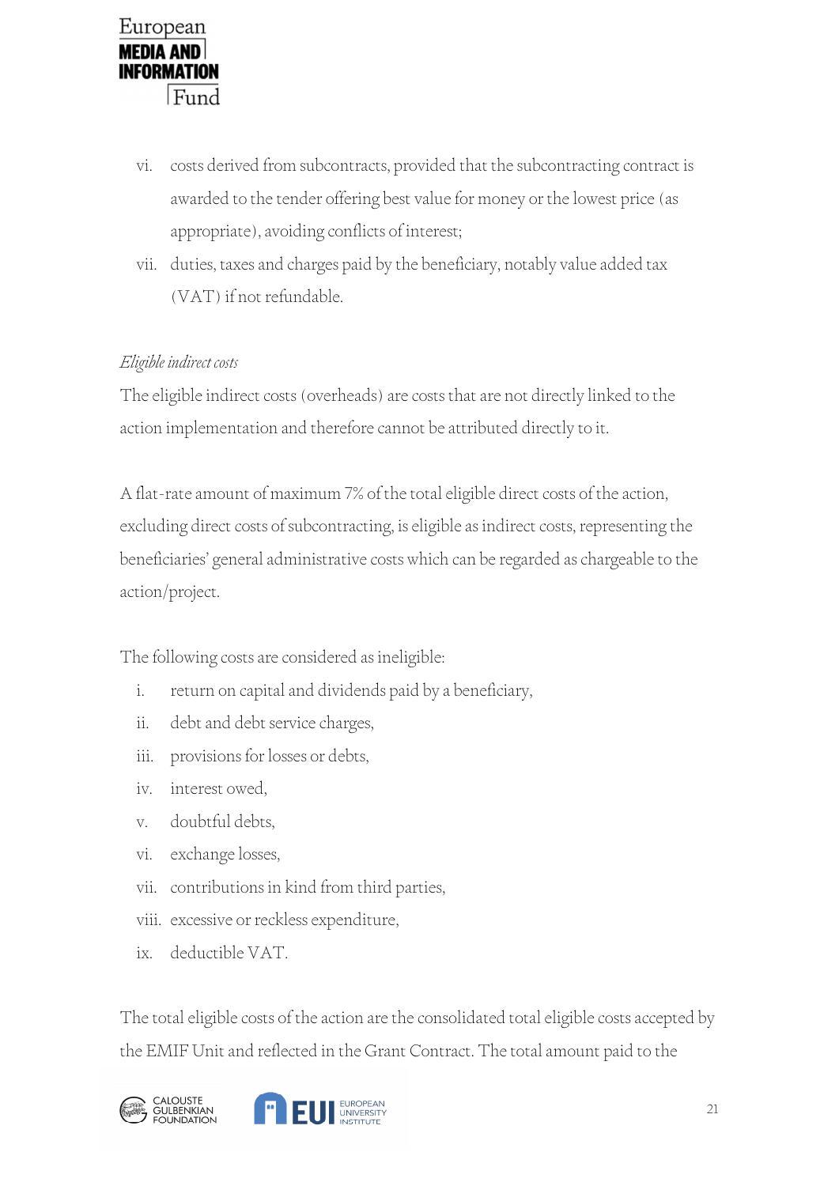vi. costs derived from subcontracts, provided that the subcontracting contract is awarded to the tender offering best value for money or the lowest price (as appropriate), avoiding conflicts of interest;

vii. duties, taxes and charges paid by the beneficiary, notably value added tax (VAT) if not refundable.

*Eligible indirect costs*

The eligible indirect costs (overheads) are costs that are not directly linked to the action implementation and therefore cannot be attributed directly to it.

A flat-rate amount of maximum 7% of the total eligible direct costs of the action, excluding direct costs of subcontracting, is eligible as indirect costs, representing the beneficiaries' general administrative costs which can be regarded as chargeable to the action/project.

The following costs are considered as ineligible:

i. return on capital and dividends paid by a beneficiary,
ii. debt and debt service charges,
iii. provisions for losses or debts,
iv. interest owed,
v. doubtful debts,
vi. exchange losses,
vii. contributions in kind from third parties,
viii. excessive or reckless expenditure,
ix. deductible VAT.

The total eligible costs of the action are the consolidated total eligible costs accepted by the EMIF Unit and reflected in the Grant Contract. The total amount paid to the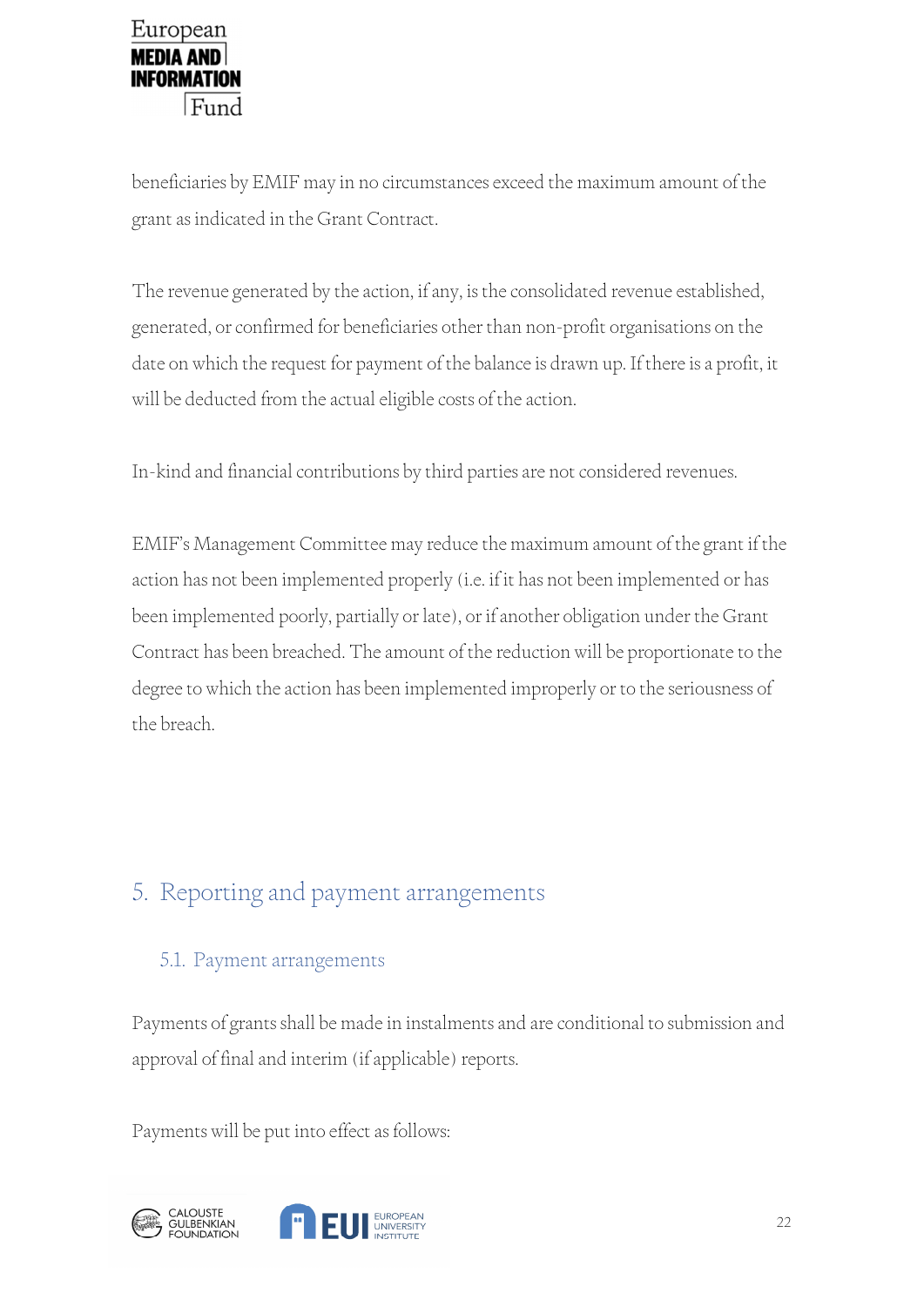beneficiaries by EMIF may in no circumstances exceed the maximum amount of the grant as indicated in the Grant Contract.

The revenue generated by the action, if any, is the consolidated revenue established, generated, or confirmed for beneficiaries other than non-profit organisations on the date on which the request for payment of the balance is drawn up. If there is a profit, it will be deducted from the actual eligible costs of the action.

In-kind and financial contributions by third parties are not considered revenues.

EMIF's Management Committee may reduce the maximum amount of the grant if the action has not been implemented properly (i.e. if it has not been implemented or has been implemented poorly, partially or late), or if another obligation under the Grant Contract has been breached. The amount of the reduction will be proportionate to the degree to which the action has been implemented improperly or to the seriousness of the breach.

## 5. Reporting and payment arrangements

### 5.1. Payment arrangements

Payments of grants shall be made in instalments and are conditional to submission and approval of final and interim (if applicable) reports.

Payments will be put into effect as follows: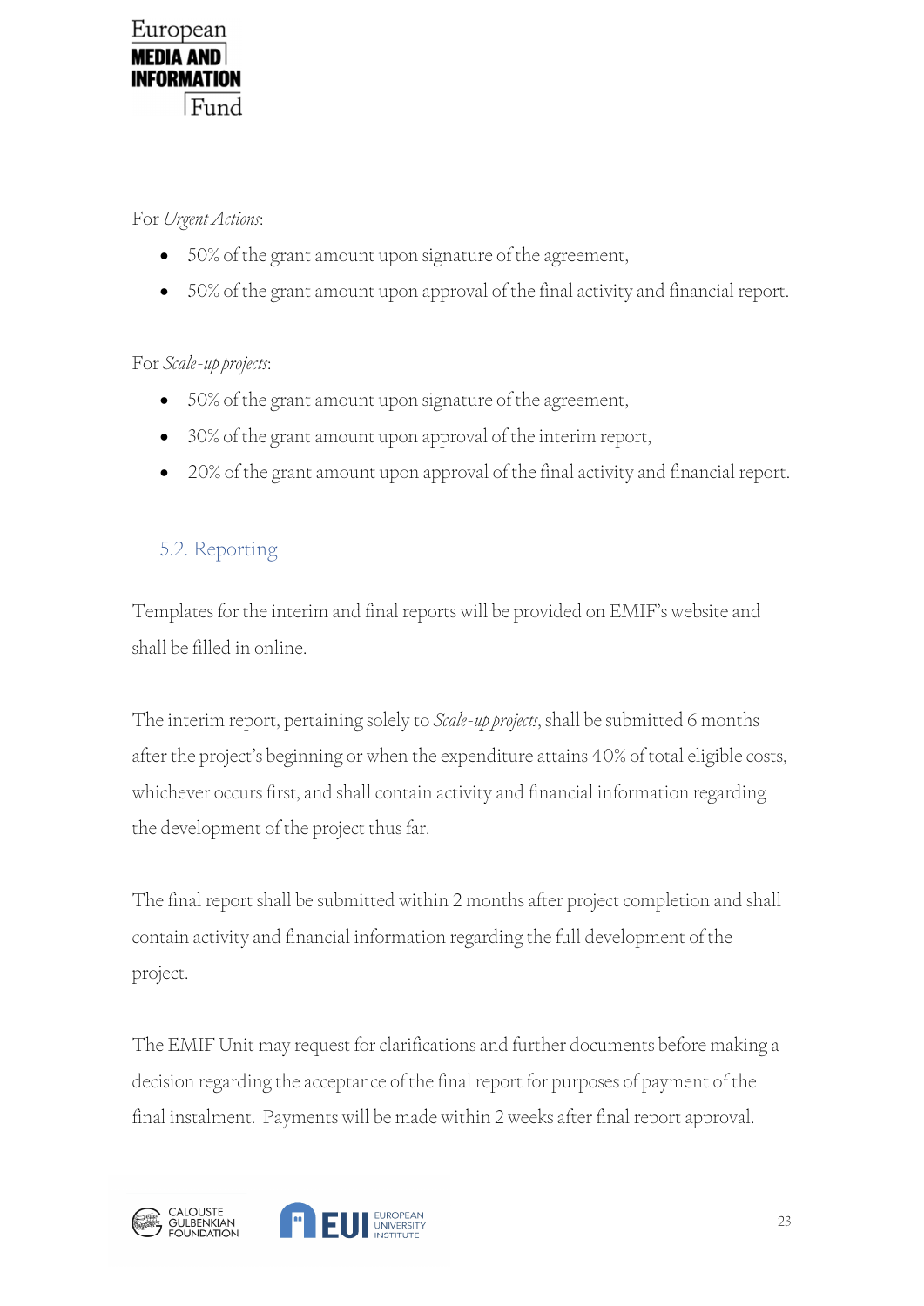For *Urgent Actions*:

- 50% of the grant amount upon signature of the agreement,
- 50% of the grant amount upon approval of the final activity and financial report.

For *Scale-up projects*:

- 50% of the grant amount upon signature of the agreement,
- 30% of the grant amount upon approval of the interim report,
- 20% of the grant amount upon approval of the final activity and financial report.

## 5.2. Reporting

Templates for the interim and final reports will be provided on EMIF's website and shall be filled in online.

The interim report, pertaining solely to *Scale-up projects*, shall be submitted 6 months after the project's beginning or when the expenditure attains 40% of total eligible costs, whichever occurs first, and shall contain activity and financial information regarding the development of the project thus far.

The final report shall be submitted within 2 months after project completion and shall contain activity and financial information regarding the full development of the project.

The EMIF Unit may request for clarifications and further documents before making a decision regarding the acceptance of the final report for purposes of payment of the final instalment. Payments will be made within 2 weeks after final report approval.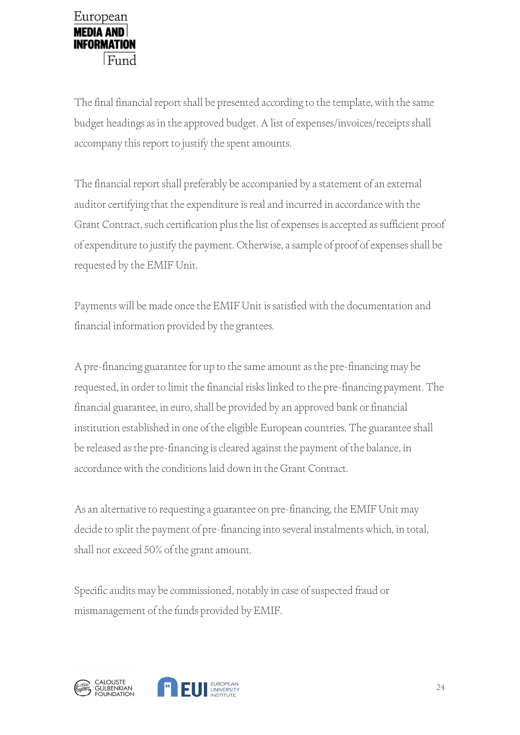The final financial report shall be presented according to the template, with the same budget headings as in the approved budget. A list of expenses/invoices/receipts shall accompany this report to justify the spent amounts.

The financial report shall preferably be accompanied by a statement of an external auditor certifying that the expenditure is real and incurred in accordance with the Grant Contract, such certification plus the list of expenses is accepted as sufficient proof of expenditure to justify the payment. Otherwise, a sample of proof of expenses shall be requested by the EMIF Unit.

Payments will be made once the EMIF Unit is satisfied with the documentation and financial information provided by the grantees.

A pre-financing guarantee for up to the same amount as the pre-financing may be requested, in order to limit the financial risks linked to the pre-financing payment. The financial guarantee, in euro, shall be provided by an approved bank or financial institution established in one of the eligible European countries. The guarantee shall be released as the pre-financing is cleared against the payment of the balance, in accordance with the conditions laid down in the Grant Contract.

As an alternative to requesting a guarantee on pre-financing, the EMIF Unit may decide to split the payment of pre-financing into several instalments which, in total, shall not exceed 50% of the grant amount.

Specific audits may be commissioned, notably in case of suspected fraud or mismanagement of the funds provided by EMIF.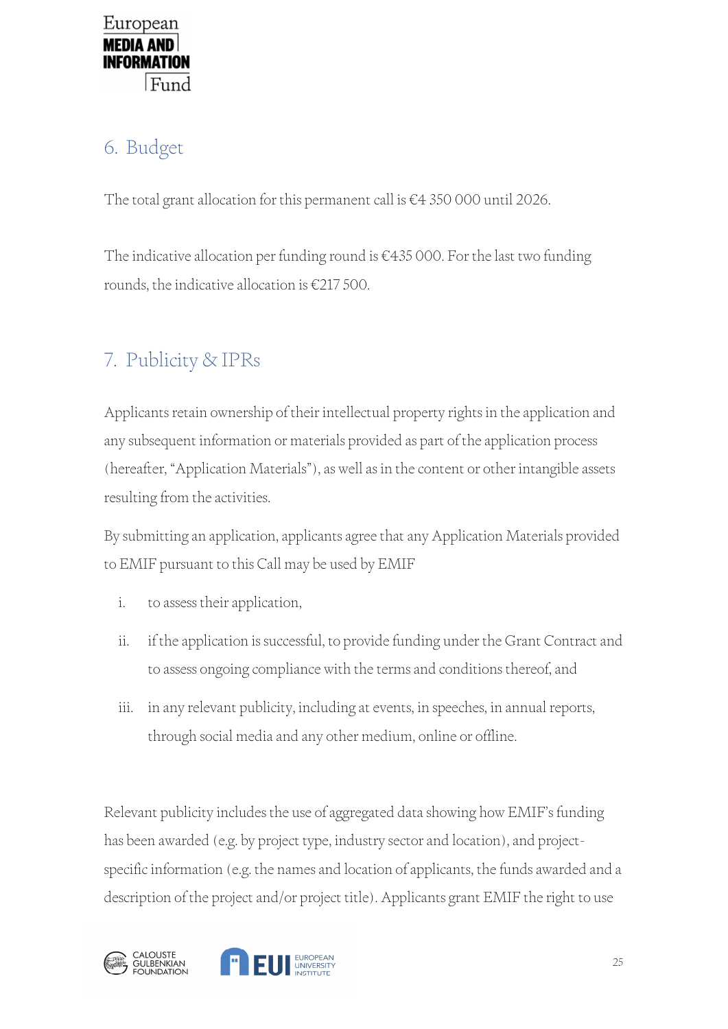## 6. Budget

The total grant allocation for this permanent call is €4 350 000 until 2026.

The indicative allocation per funding round is €435 000. For the last two funding rounds, the indicative allocation is €217 500.

## 7. Publicity & IPRs

Applicants retain ownership of their intellectual property rights in the application and any subsequent information or materials provided as part of the application process (hereafter, "Application Materials"), as well as in the content or other intangible assets resulting from the activities.

By submitting an application, applicants agree that any Application Materials provided to EMIF pursuant to this Call may be used by EMIF

i. to assess their application,

ii. if the application is successful, to provide funding under the Grant Contract and to assess ongoing compliance with the terms and conditions thereof, and

iii. in any relevant publicity, including at events, in speeches, in annual reports, through social media and any other medium, online or offline.

Relevant publicity includes the use of aggregated data showing how EMIF's funding has been awarded (e.g. by project type, industry sector and location), and project-specific information (e.g. the names and location of applicants, the funds awarded and a description of the project and/or project title). Applicants grant EMIF the right to use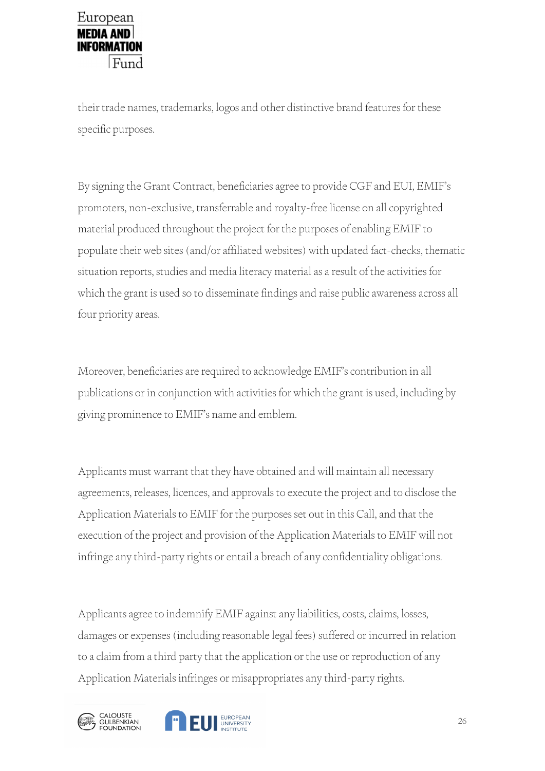their trade names, trademarks, logos and other distinctive brand features for these specific purposes.

By signing the Grant Contract, beneficiaries agree to provide CGF and EUI, EMIF's promoters, non-exclusive, transferrable and royalty-free license on all copyrighted material produced throughout the project for the purposes of enabling EMIF to populate their web sites (and/or affiliated websites) with updated fact-checks, thematic situation reports, studies and media literacy material as a result of the activities for which the grant is used so to disseminate findings and raise public awareness across all four priority areas.

Moreover, beneficiaries are required to acknowledge EMIF's contribution in all publications or in conjunction with activities for which the grant is used, including by giving prominence to EMIF's name and emblem.

Applicants must warrant that they have obtained and will maintain all necessary agreements, releases, licences, and approvals to execute the project and to disclose the Application Materials to EMIF for the purposes set out in this Call, and that the execution of the project and provision of the Application Materials to EMIF will not infringe any third-party rights or entail a breach of any confidentiality obligations.

Applicants agree to indemnify EMIF against any liabilities, costs, claims, losses, damages or expenses (including reasonable legal fees) suffered or incurred in relation to a claim from a third party that the application or the use or reproduction of any Application Materials infringes or misappropriates any third-party rights.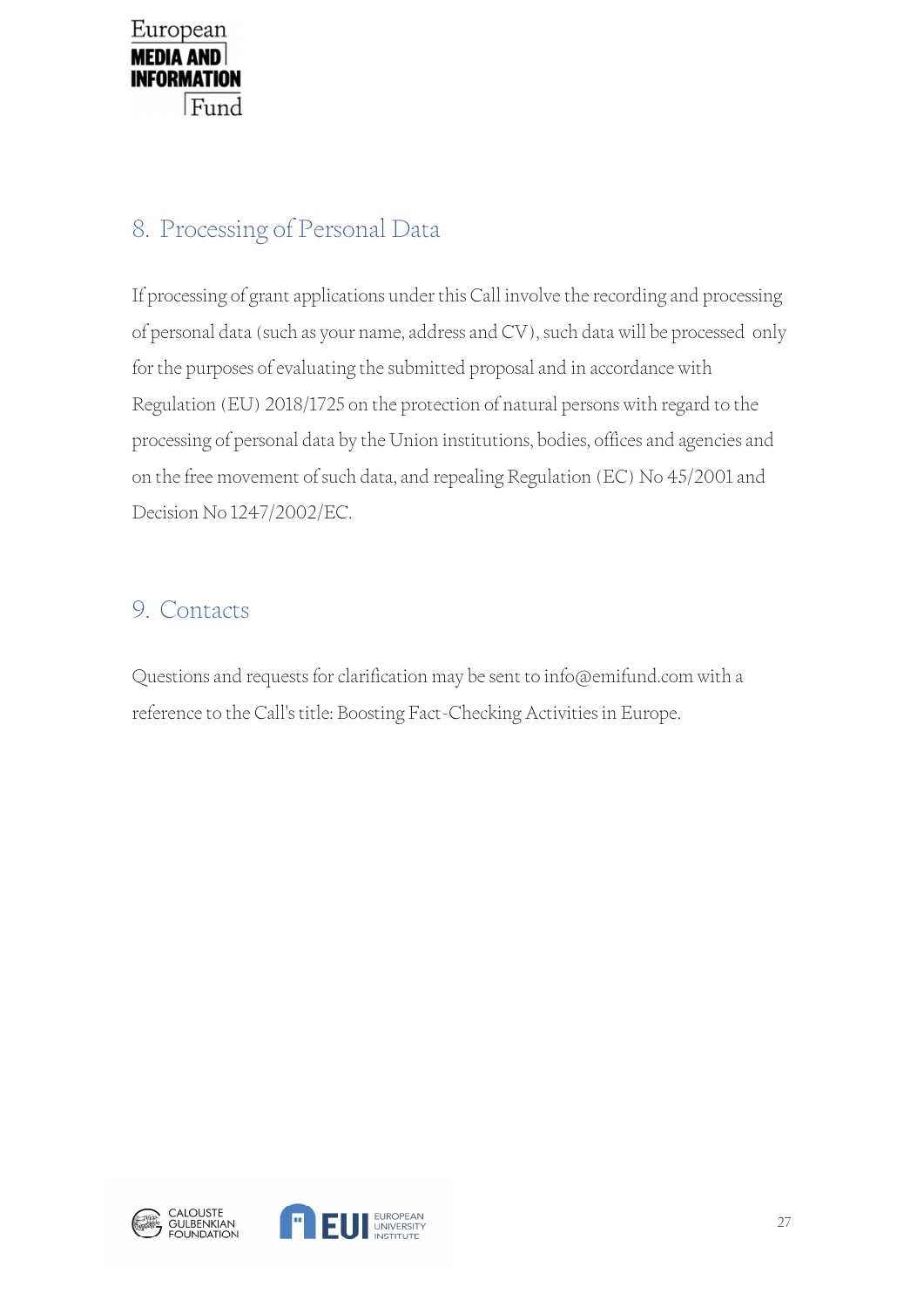## 8. Processing of Personal Data

If processing of grant applications under this Call involve the recording and processing of personal data (such as your name, address and CV), such data will be processed only for the purposes of evaluating the submitted proposal and in accordance with Regulation (EU) 2018/1725 on the protection of natural persons with regard to the processing of personal data by the Union institutions, bodies, offices and agencies and on the free movement of such data, and repealing Regulation (EC) No 45/2001 and Decision No 1247/2002/EC.

## 9. Contacts

Questions and requests for clarification may be sent to info@emifund.com with a reference to the Call's title: Boosting Fact-Checking Activities in Europe.